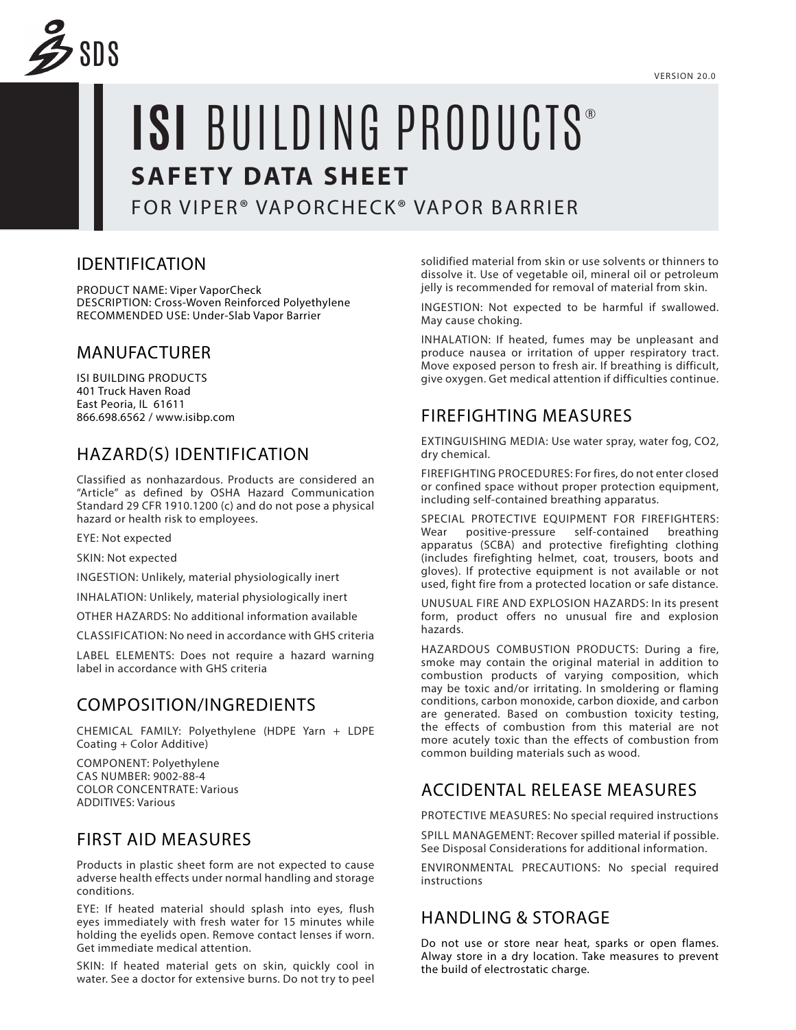SDS

VERSION 20.0

# ISI BUILDING PRODUCTS®

## SAFETY DATA SHEET

FOR VIPER® VAPORCHECK® VAPOR BARRIER

## IDENTIFICATION

PRODUCT NAME: Viper VaporCheck
DESCRIPTION: Cross-Woven Reinforced Polyethylene
RECOMMENDED USE: Under-Slab Vapor Barrier

## MANUFACTURER

ISI BUILDING PRODUCTS
401 Truck Haven Road
East Peoria, IL 61611
866.698.6562 / www.isibp.com

## HAZARD(S) IDENTIFICATION

Classified as nonhazardous. Products are considered an "Article" as defined by OSHA Hazard Communication Standard 29 CFR 1910.1200 (c) and do not pose a physical hazard or health risk to employees.

EYE: Not expected

SKIN: Not expected

INGESTION: Unlikely, material physiologically inert

INHALATION: Unlikely, material physiologically inert

OTHER HAZARDS: No additional information available

CLASSIFICATION: No need in accordance with GHS criteria

LABEL ELEMENTS: Does not require a hazard warning label in accordance with GHS criteria

## COMPOSITION/INGREDIENTS

CHEMICAL FAMILY: Polyethylene (HDPE Yarn + LDPE Coating + Color Additive)

COMPONENT: Polyethylene
CAS NUMBER: 9002-88-4
COLOR CONCENTRATE: Various
ADDITIVES: Various

## FIRST AID MEASURES

Products in plastic sheet form are not expected to cause adverse health effects under normal handling and storage conditions.

EYE: If heated material should splash into eyes, flush eyes immediately with fresh water for 15 minutes while holding the eyelids open. Remove contact lenses if worn. Get immediate medical attention.

SKIN: If heated material gets on skin, quickly cool in water. See a doctor for extensive burns. Do not try to peel solidified material from skin or use solvents or thinners to dissolve it. Use of vegetable oil, mineral oil or petroleum jelly is recommended for removal of material from skin.

INGESTION: Not expected to be harmful if swallowed. May cause choking.

INHALATION: If heated, fumes may be unpleasant and produce nausea or irritation of upper respiratory tract. Move exposed person to fresh air. If breathing is difficult, give oxygen. Get medical attention if difficulties continue.

## FIREFIGHTING MEASURES

EXTINGUISHING MEDIA: Use water spray, water fog, $CO_2$, dry chemical.

FIREFIGHTING PROCEDURES: For fires, do not enter closed or confined space without proper protection equipment, including self-contained breathing apparatus.

SPECIAL PROTECTIVE EQUIPMENT FOR FIREFIGHTERS: Wear positive-pressure self-contained breathing apparatus (SCBA) and protective firefighting clothing (includes firefighting helmet, coat, trousers, boots and gloves). If protective equipment is not available or not used, fight fire from a protected location or safe distance.

UNUSUAL FIRE AND EXPLOSION HAZARDS: In its present form, product offers no unusual fire and explosion hazards.

HAZARDOUS COMBUSTION PRODUCTS: During a fire, smoke may contain the original material in addition to combustion products of varying composition, which may be toxic and/or irritating. In smoldering or flaming conditions, carbon monoxide, carbon dioxide, and carbon are generated. Based on combustion toxicity testing, the effects of combustion from this material are not more acutely toxic than the effects of combustion from common building materials such as wood.

## ACCIDENTAL RELEASE MEASURES

PROTECTIVE MEASURES: No special required instructions

SPILL MANAGEMENT: Recover spilled material if possible. See Disposal Considerations for additional information.

ENVIRONMENTAL PRECAUTIONS: No special required instructions

## HANDLING & STORAGE

Do not use or store near heat, sparks or open flames. Alway store in a dry location. Take measures to prevent the build of electrostatic charge.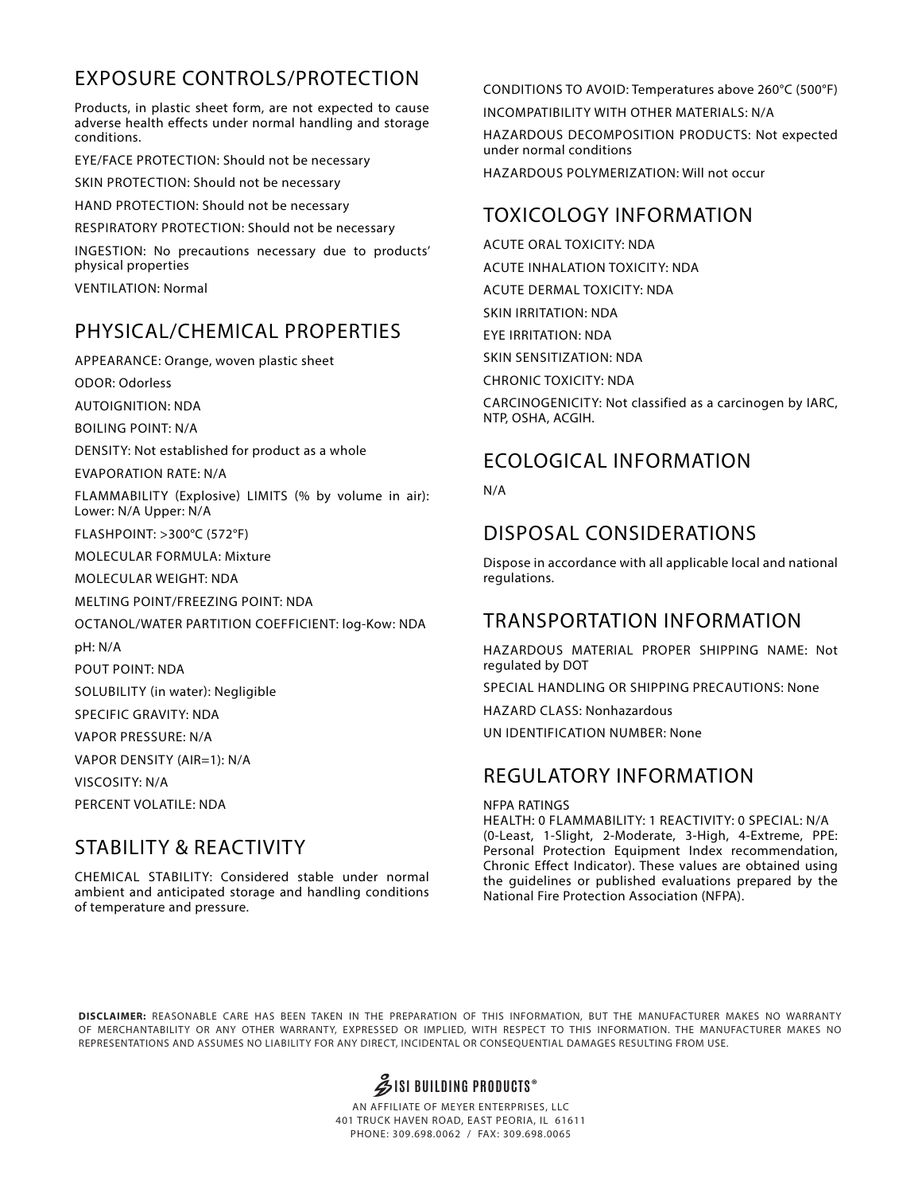## EXPOSURE CONTROLS/PROTECTION

Products, in plastic sheet form, are not expected to cause adverse health effects under normal handling and storage conditions.

EYE/FACE PROTECTION: Should not be necessary

SKIN PROTECTION: Should not be necessary

HAND PROTECTION: Should not be necessary

RESPIRATORY PROTECTION: Should not be necessary

INGESTION: No precautions necessary due to products' physical properties

VENTILATION: Normal

## PHYSICAL/CHEMICAL PROPERTIES

APPEARANCE: Orange, woven plastic sheet

ODOR: Odorless

AUTOIGNITION: NDA

BOILING POINT: N/A

DENSITY: Not established for product as a whole

EVAPORATION RATE: N/A

FLAMMABILITY (Explosive) LIMITS (% by volume in air): Lower: N/A Upper: N/A

FLASHPOINT: >300°C (572°F)

MOLECULAR FORMULA: Mixture

MOLECULAR WEIGHT: NDA

MELTING POINT/FREEZING POINT: NDA

OCTANOL/WATER PARTITION COEFFICIENT: log-Kow: NDA

pH: N/A

POUT POINT: NDA

SOLUBILITY (in water): Negligible

SPECIFIC GRAVITY: NDA

VAPOR PRESSURE: N/A

VAPOR DENSITY (AIR=1): N/A

VISCOSITY: N/A

PERCENT VOLATILE: NDA

## STABILITY & REACTIVITY

CHEMICAL STABILITY: Considered stable under normal ambient and anticipated storage and handling conditions of temperature and pressure.

CONDITIONS TO AVOID: Temperatures above 260°C (500°F)

INCOMPATIBILITY WITH OTHER MATERIALS: N/A

HAZARDOUS DECOMPOSITION PRODUCTS: Not expected under normal conditions

HAZARDOUS POLYMERIZATION: Will not occur

## TOXICOLOGY INFORMATION

ACUTE ORAL TOXICITY: NDA

ACUTE INHALATION TOXICITY: NDA

ACUTE DERMAL TOXICITY: NDA

SKIN IRRITATION: NDA

EYE IRRITATION: NDA

SKIN SENSITIZATION: NDA

CHRONIC TOXICITY: NDA

CARCINOGENICITY: Not classified as a carcinogen by IARC, NTP, OSHA, ACGIH.

## ECOLOGICAL INFORMATION

N/A

## DISPOSAL CONSIDERATIONS

Dispose in accordance with all applicable local and national regulations.

## TRANSPORTATION INFORMATION

HAZARDOUS MATERIAL PROPER SHIPPING NAME: Not regulated by DOT

SPECIAL HANDLING OR SHIPPING PRECAUTIONS: None

HAZARD CLASS: Nonhazardous

UN IDENTIFICATION NUMBER: None

## REGULATORY INFORMATION

NFPA RATINGS
HEALTH: 0 FLAMMABILITY: 1 REACTIVITY: 0 SPECIAL: N/A
(0-Least, 1-Slight, 2-Moderate, 3-High, 4-Extreme, PPE: Personal Protection Equipment Index recommendation, Chronic Effect Indicator). These values are obtained using the guidelines or published evaluations prepared by the National Fire Protection Association (NFPA).

**DISCLAIMER:** REASONABLE CARE HAS BEEN TAKEN IN THE PREPARATION OF THIS INFORMATION, BUT THE MANUFACTURER MAKES NO WARRANTY OF MERCHANTABILITY OR ANY OTHER WARRANTY, EXPRESSED OR IMPLIED, WITH RESPECT TO THIS INFORMATION. THE MANUFACTURER MAKES NO REPRESENTATIONS AND ASSUMES NO LIABILITY FOR ANY DIRECT, INCIDENTAL OR CONSEQUENTIAL DAMAGES RESULTING FROM USE.

ISI BUILDING PRODUCTS®

AN AFFILIATE OF MEYER ENTERPRISES, LLC
401 TRUCK HAVEN ROAD, EAST PEORIA, IL 61611
PHONE: 309.698.0062 / FAX: 309.698.0065